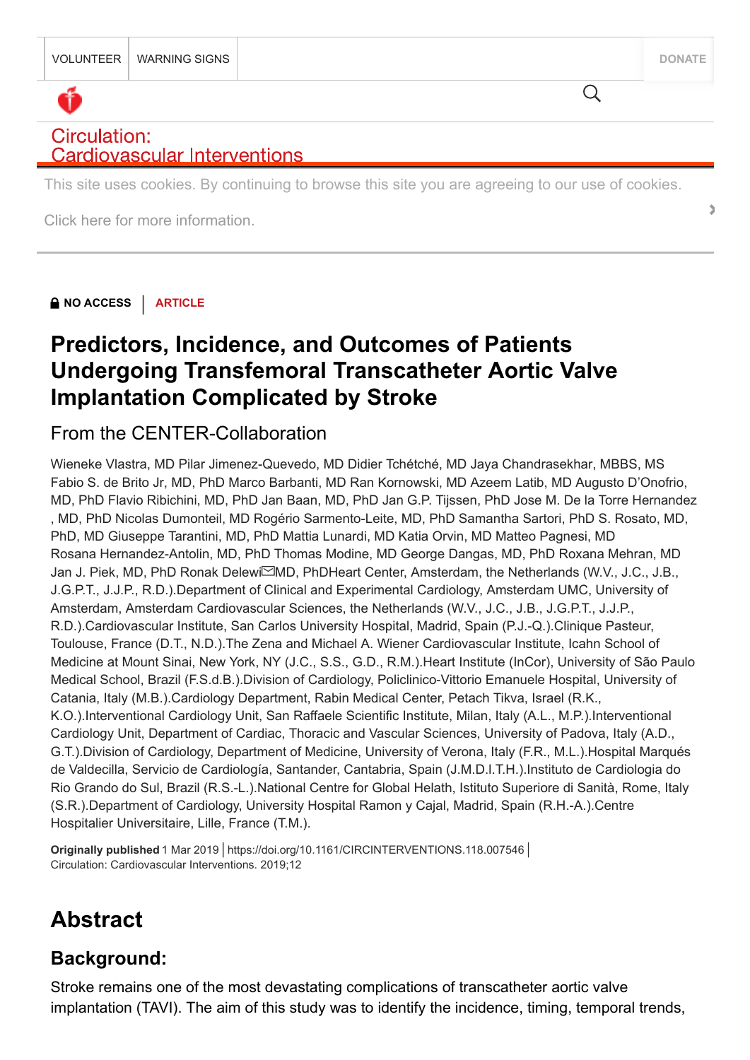NO ACCESS | ARTICLE

# Predictors, Incidence, and Outcomes of Patients Undergoing Transfemoral Transcatheter Aortic Valve Implantation Complicated by Stroke

## From the CENTER-Collaboration

Wieneke Vlastra, MD Pilar Jimenez-Quevedo, MD Didier Tchétché, MD Jaya Chandrasekhar, MBBS, MS Fabio S. de Brito Jr, MD, PhD Marco Barbanti, MD Ran Kornowski, MD Azeem Latib, MD Augusto D'Onofrio, MD, PhD Flavio Ribichini, MD, PhD Jan Baan, MD, PhD Jan G.P. Tijssen, PhD Jose M. De la Torre Hernandez, MD, PhD Nicolas Dumonteil, MD Rogério Sarmento-Leite, MD, PhD Samantha Sartori, PhD S. Rosato, MD, PhD, MD Giuseppe Tarantini, MD, PhD Mattia Lunardi, MD Katia Orvin, MD Matteo Pagnesi, MD Rosana Hernandez-Antolin, MD, PhD Thomas Modine, MD George Dangas, MD, PhD Roxana Mehran, MD Jan J. Piek, MD, PhD Ronak Delewi MD, PhD

Heart Center, Amsterdam, the Netherlands (W.V., J.C., J.B., J.G.P.T., J.J.P., R.D.). Department of Clinical and Experimental Cardiology, Amsterdam UMC, University of Amsterdam, Amsterdam Cardiovascular Sciences, the Netherlands (W.V., J.C., J.B., J.G.P.T., J.J.P., R.D.). Cardiovascular Institute, San Carlos University Hospital, Madrid, Spain (P.J.-Q.). Clinique Pasteur, Toulouse, France (D.T., N.D.). The Zena and Michael A. Wiener Cardiovascular Institute, Icahn School of Medicine at Mount Sinai, New York, NY (J.C., S.S., G.D., R.M.). Heart Institute (InCor), University of São Paulo Medical School, Brazil (F.S.d.B.). Division of Cardiology, Policlinico-Vittorio Emanuele Hospital, University of Catania, Italy (M.B.). Cardiology Department, Rabin Medical Center, Petach Tikva, Israel (R.K., K.O.). Interventional Cardiology Unit, San Raffaele Scientific Institute, Milan, Italy (A.L., M.P.). Interventional Cardiology Unit, Department of Cardiac, Thoracic and Vascular Sciences, University of Padova, Italy (A.D., G.T.). Division of Cardiology, Department of Medicine, University of Verona, Italy (F.R., M.L.). Hospital Marqués de Valdecilla, Servicio de Cardiología, Santander, Cantabria, Spain (J.M.D.l.T.H.). Instituto de Cardiologia do Rio Grando do Sul, Brazil (R.S.-L.). National Centre for Global Helath, Istituto Superiore di Sanità, Rome, Italy (S.R.). Department of Cardiology, University Hospital Ramon y Cajal, Madrid, Spain (R.H.-A.). Centre Hospitalier Universitaire, Lille, France (T.M.).

**Originally published** 1 Mar 2019 | https://doi.org/10.1161/CIRCINTERVENTIONS.118.007546 | Circulation: Cardiovascular Interventions. 2019;12

## Abstract

### Background:

Stroke remains one of the most devastating complications of transcatheter aortic valve implantation (TAVI). The aim of this study was to identify the incidence, timing, temporal trends,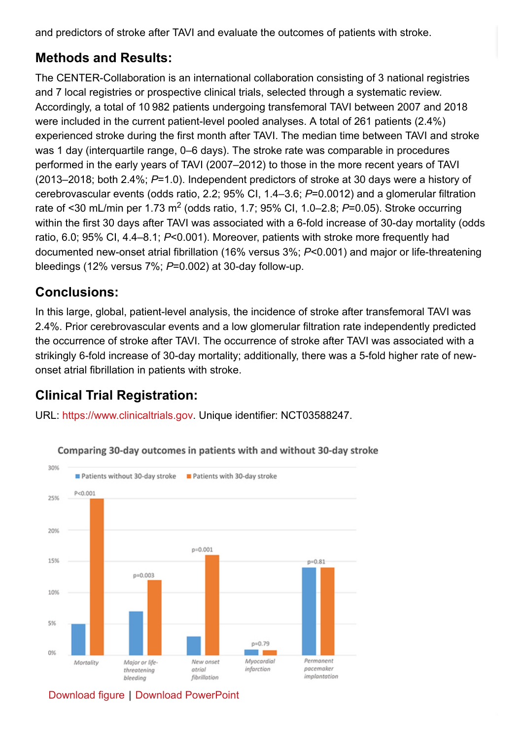and predictors of stroke after TAVI and evaluate the outcomes of patients with stroke.

## Methods and Results:

The CENTER-Collaboration is an international collaboration consisting of 3 national registries and 7 local registries or prospective clinical trials, selected through a systematic review. Accordingly, a total of 10 982 patients undergoing transfemoral TAVI between 2007 and 2018 were included in the current patient-level pooled analyses. A total of 261 patients (2.4%) experienced stroke during the first month after TAVI. The median time between TAVI and stroke was 1 day (interquartile range, 0–6 days). The stroke rate was comparable in procedures performed in the early years of TAVI (2007–2012) to those in the more recent years of TAVI (2013–2018; both 2.4%; *P*=1.0). Independent predictors of stroke at 30 days were a history of cerebrovascular events (odds ratio, 2.2; 95% CI, 1.4–3.6; *P*=0.0012) and a glomerular filtration rate of <30 mL/min per 1.73 $m^2$ (odds ratio, 1.7; 95% CI, 1.0–2.8; *P*=0.05). Stroke occurring within the first 30 days after TAVI was associated with a 6-fold increase of 30-day mortality (odds ratio, 6.0; 95% CI, 4.4–8.1; *P*<0.001). Moreover, patients with stroke more frequently had documented new-onset atrial fibrillation (16% versus 3%; *P*<0.001) and major or life-threatening bleedings (12% versus 7%; *P*=0.002) at 30-day follow-up.

## Conclusions:

In this large, global, patient-level analysis, the incidence of stroke after transfemoral TAVI was 2.4%. Prior cerebrovascular events and a low glomerular filtration rate independently predicted the occurrence of stroke after TAVI. The occurrence of stroke after TAVI was associated with a strikingly 6-fold increase of 30-day mortality; additionally, there was a 5-fold higher rate of new-onset atrial fibrillation in patients with stroke.

## Clinical Trial Registration:

URL: https://www.clinicaltrials.gov. Unique identifier: NCT03588247.

Comparing 30-day outcomes in patients with and without 30-day stroke

Download figure | Download PowerPoint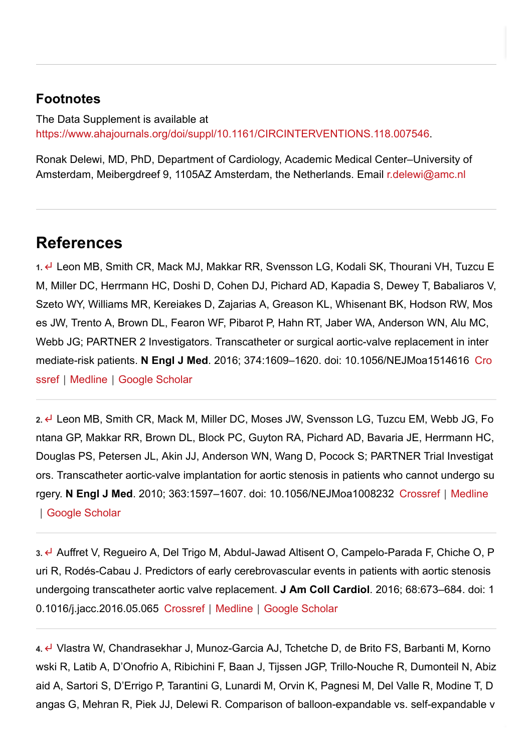## Footnotes

The Data Supplement is available at https://www.ahajournals.org/doi/suppl/10.1161/CIRCINTERVENTIONS.118.007546.

Ronak Delewi, MD, PhD, Department of Cardiology, Academic Medical Center–University of Amsterdam, Meibergdreef 9, 1105AZ Amsterdam, the Netherlands. Email r.delewi@amc.nl

## References

1. ↵ Leon MB, Smith CR, Mack MJ, Makkar RR, Svensson LG, Kodali SK, Thourani VH, Tuzcu EM, Miller DC, Herrmann HC, Doshi D, Cohen DJ, Pichard AD, Kapadia S, Dewey T, Babaliaros V, Szeto WY, Williams MR, Kereiakes D, Zajarias A, Greason KL, Whisenant BK, Hodson RW, Moses JW, Trento A, Brown DL, Fearon WF, Pibarot P, Hahn RT, Jaber WA, Anderson WN, Alu MC, Webb JG; PARTNER 2 Investigators. Transcatheter or surgical aortic-valve replacement in intermediate-risk patients. **N Engl J Med**. 2016; 374:1609–1620. doi: 10.1056/NEJMoa1514616 Crossref | Medline | Google Scholar

2. ↵ Leon MB, Smith CR, Mack M, Miller DC, Moses JW, Svensson LG, Tuzcu EM, Webb JG, Fontana GP, Makkar RR, Brown DL, Block PC, Guyton RA, Pichard AD, Bavaria JE, Herrmann HC, Douglas PS, Petersen JL, Akin JJ, Anderson WN, Wang D, Pocock S; PARTNER Trial Investigators. Transcatheter aortic-valve implantation for aortic stenosis in patients who cannot undergo surgery. **N Engl J Med**. 2010; 363:1597–1607. doi: 10.1056/NEJMoa1008232 Crossref | Medline | Google Scholar

3. ↵ Auffret V, Regueiro A, Del Trigo M, Abdul-Jawad Altisent O, Campelo-Parada F, Chiche O, Puri R, Rodés-Cabau J. Predictors of early cerebrovascular events in patients with aortic stenosis undergoing transcatheter aortic valve replacement. **J Am Coll Cardiol**. 2016; 68:673–684. doi: 10.1016/j.jacc.2016.05.065 Crossref | Medline | Google Scholar

4. ↵ Vlastra W, Chandrasekhar J, Munoz-Garcia AJ, Tchetche D, de Brito FS, Barbanti M, Kornowski R, Latib A, D'Onofrio A, Ribichini F, Baan J, Tijssen JGP, Trillo-Nouche R, Dumonteil N, Abizaid A, Sartori S, D'Errigo P, Tarantini G, Lunardi M, Orvin K, Pagnesi M, Del Valle R, Modine T, Dangas G, Mehran R, Piek JJ, Delewi R. Comparison of balloon-expandable vs. self-expandable v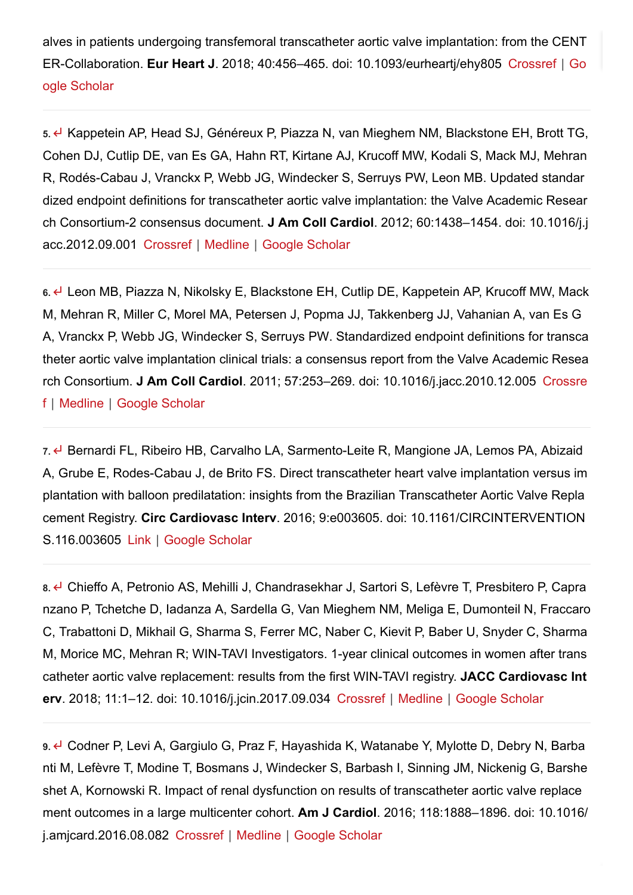alves in patients undergoing transfemoral transcatheter aortic valve implantation: from the CENTER-Collaboration. **Eur Heart J**. 2018; 40:456–465. doi: 10.1093/eurheartj/ehy805 Crossref | Google Scholar

5. ↵ Kappetein AP, Head SJ, Généreux P, Piazza N, van Mieghem NM, Blackstone EH, Brott TG, Cohen DJ, Cutlip DE, van Es GA, Hahn RT, Kirtane AJ, Krucoff MW, Kodali S, Mack MJ, Mehran R, Rodés-Cabau J, Vranckx P, Webb JG, Windecker S, Serruys PW, Leon MB. Updated standardized endpoint definitions for transcatheter aortic valve implantation: the Valve Academic Research Consortium-2 consensus document. **J Am Coll Cardiol**. 2012; 60:1438–1454. doi: 10.1016/j.jacc.2012.09.001 Crossref | Medline | Google Scholar

6. ↵ Leon MB, Piazza N, Nikolsky E, Blackstone EH, Cutlip DE, Kappetein AP, Krucoff MW, Mack M, Mehran R, Miller C, Morel MA, Petersen J, Popma JJ, Takkenberg JJ, Vahanian A, van Es GA, Vranckx P, Webb JG, Windecker S, Serruys PW. Standardized endpoint definitions for transcatheter aortic valve implantation clinical trials: a consensus report from the Valve Academic Research Consortium. **J Am Coll Cardiol**. 2011; 57:253–269. doi: 10.1016/j.jacc.2010.12.005 Crossref | Medline | Google Scholar

7. ↵ Bernardi FL, Ribeiro HB, Carvalho LA, Sarmento-Leite R, Mangione JA, Lemos PA, Abizaid A, Grube E, Rodes-Cabau J, de Brito FS. Direct transcatheter heart valve implantation versus implantation with balloon predilatation: insights from the Brazilian Transcatheter Aortic Valve Replacement Registry. **Circ Cardiovasc Interv**. 2016; 9:e003605. doi: 10.1161/CIRCINTERVENTIONS.116.003605 Link | Google Scholar

8. ↵ Chieffo A, Petronio AS, Mehilli J, Chandrasekhar J, Sartori S, Lefèvre T, Presbitero P, Capranzano P, Tchetche D, Iadanza A, Sardella G, Van Mieghem NM, Meliga E, Dumonteil N, Fraccaro C, Trabattoni D, Mikhail G, Sharma S, Ferrer MC, Naber C, Kievit P, Baber U, Snyder C, Sharma M, Morice MC, Mehran R; WIN-TAVI Investigators. 1-year clinical outcomes in women after transcatheter aortic valve replacement: results from the first WIN-TAVI registry. **JACC Cardiovasc Interv**. 2018; 11:1–12. doi: 10.1016/j.jcin.2017.09.034 Crossref | Medline | Google Scholar

9. ↵ Codner P, Levi A, Gargiulo G, Praz F, Hayashida K, Watanabe Y, Mylotte D, Debry N, Barbanti M, Lefèvre T, Modine T, Bosmans J, Windecker S, Barbash I, Sinning JM, Nickenig G, Barsheshet A, Kornowski R. Impact of renal dysfunction on results of transcatheter aortic valve replacement outcomes in a large multicenter cohort. **Am J Cardiol**. 2016; 118:1888–1896. doi: 10.1016/j.amjcard.2016.08.082 Crossref | Medline | Google Scholar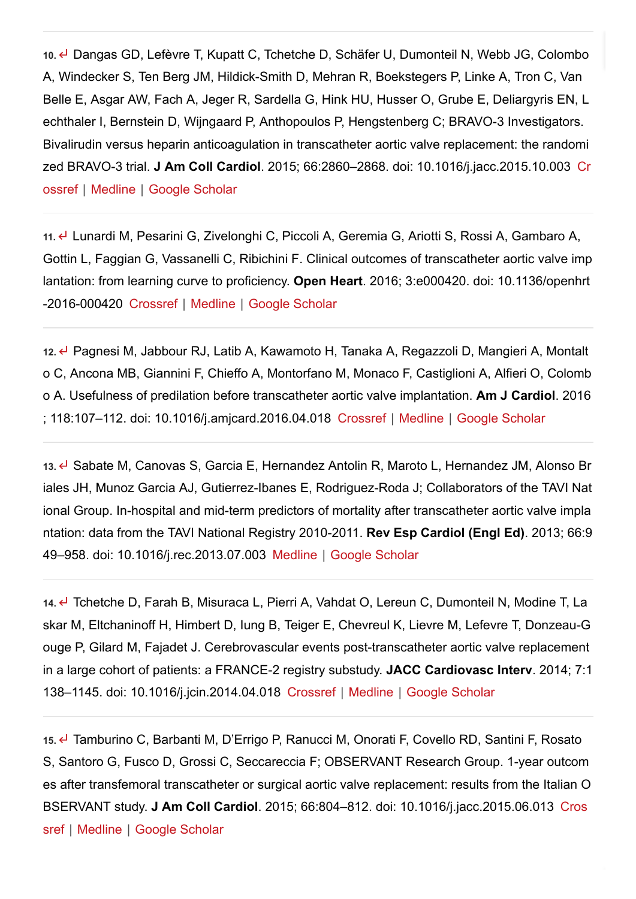10. ↵ Dangas GD, Lefèvre T, Kupatt C, Tchetche D, Schäfer U, Dumonteil N, Webb JG, Colombo A, Windecker S, Ten Berg JM, Hildick-Smith D, Mehran R, Boekstegers P, Linke A, Tron C, Van Belle E, Asgar AW, Fach A, Jeger R, Sardella G, Hink HU, Husser O, Grube E, Deliargyris EN, Lechthaler I, Bernstein D, Wijngaard P, Anthopoulos P, Hengstenberg C; BRAVO-3 Investigators. Bivalirudin versus heparin anticoagulation in transcatheter aortic valve replacement: the randomized BRAVO-3 trial. **J Am Coll Cardiol**. 2015; 66:2860–2868. doi: 10.1016/j.jacc.2015.10.003 Crossref | Medline | Google Scholar

11. ↵ Lunardi M, Pesarini G, Zivelonghi C, Piccoli A, Geremia G, Ariotti S, Rossi A, Gambaro A, Gottin L, Faggian G, Vassanelli C, Ribichini F. Clinical outcomes of transcatheter aortic valve implantation: from learning curve to proficiency. **Open Heart**. 2016; 3:e000420. doi: 10.1136/openhrt-2016-000420 Crossref | Medline | Google Scholar

12. ↵ Pagnesi M, Jabbour RJ, Latib A, Kawamoto H, Tanaka A, Regazzoli D, Mangieri A, Montalto C, Ancona MB, Giannini F, Chieffo A, Montorfano M, Monaco F, Castiglioni A, Alfieri O, Colombo A. Usefulness of predilation before transcatheter aortic valve implantation. **Am J Cardiol**. 2016; 118:107–112. doi: 10.1016/j.amjcard.2016.04.018 Crossref | Medline | Google Scholar

13. ↵ Sabate M, Canovas S, Garcia E, Hernandez Antolin R, Maroto L, Hernandez JM, Alonso Briales JH, Munoz Garcia AJ, Gutierrez-Ibanes E, Rodriguez-Roda J; Collaborators of the TAVI National Group. In-hospital and mid-term predictors of mortality after transcatheter aortic valve implantation: data from the TAVI National Registry 2010-2011. **Rev Esp Cardiol (Engl Ed)**. 2013; 66:949–958. doi: 10.1016/j.rec.2013.07.003 Medline | Google Scholar

14. ↵ Tchetche D, Farah B, Misuraca L, Pierri A, Vahdat O, Lereun C, Dumonteil N, Modine T, Laskar M, Eltchaninoff H, Himbert D, Iung B, Teiger E, Chevreul K, Lievre M, Lefevre T, Donzeau-Gouge P, Gilard M, Fajadet J. Cerebrovascular events post-transcatheter aortic valve replacement in a large cohort of patients: a FRANCE-2 registry substudy. **JACC Cardiovasc Interv**. 2014; 7:1138–1145. doi: 10.1016/j.jcin.2014.04.018 Crossref | Medline | Google Scholar

15. ↵ Tamburino C, Barbanti M, D'Errigo P, Ranucci M, Onorati F, Covello RD, Santini F, Rosato S, Santoro G, Fusco D, Grossi C, Seccareccia F; OBSERVANT Research Group. 1-year outcomes after transfemoral transcatheter or surgical aortic valve replacement: results from the Italian OBSERVANT study. **J Am Coll Cardiol**. 2015; 66:804–812. doi: 10.1016/j.jacc.2015.06.013 Crossref | Medline | Google Scholar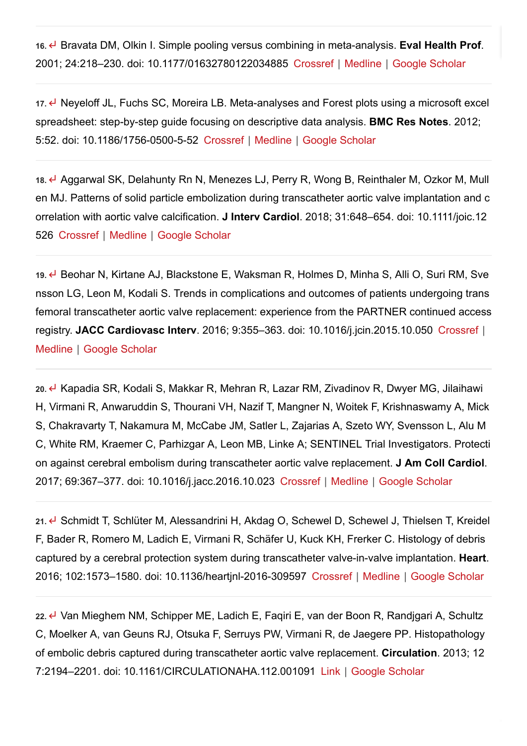16. ↵ Bravata DM, Olkin I. Simple pooling versus combining in meta-analysis. **Eval Health Prof**. 2001; 24:218–230. doi: 10.1177/01632780122034885 Crossref | Medline | Google Scholar

17. ↵ Neyeloff JL, Fuchs SC, Moreira LB. Meta-analyses and Forest plots using a microsoft excel spreadsheet: step-by-step guide focusing on descriptive data analysis. **BMC Res Notes**. 2012; 5:52. doi: 10.1186/1756-0500-5-52 Crossref | Medline | Google Scholar

18. ↵ Aggarwal SK, Delahunty Rn N, Menezes LJ, Perry R, Wong B, Reinthaler M, Ozkor M, Mullen MJ. Patterns of solid particle embolization during transcatheter aortic valve implantation and correlation with aortic valve calcification. **J Interv Cardiol**. 2018; 31:648–654. doi: 10.1111/joic.12526 Crossref | Medline | Google Scholar

19. ↵ Beohar N, Kirtane AJ, Blackstone E, Waksman R, Holmes D, Minha S, Alli O, Suri RM, Svensson LG, Leon M, Kodali S. Trends in complications and outcomes of patients undergoing transfemoral transcatheter aortic valve replacement: experience from the PARTNER continued access registry. **JACC Cardiovasc Interv**. 2016; 9:355–363. doi: 10.1016/j.jcin.2015.10.050 Crossref | Medline | Google Scholar

20. ↵ Kapadia SR, Kodali S, Makkar R, Mehran R, Lazar RM, Zivadinov R, Dwyer MG, Jilaihawi H, Virmani R, Anwaruddin S, Thourani VH, Nazif T, Mangner N, Woitek F, Krishnaswamy A, Mick S, Chakravarty T, Nakamura M, McCabe JM, Satler L, Zajarias A, Szeto WY, Svensson L, Alu MC, White RM, Kraemer C, Parhizgar A, Leon MB, Linke A; SENTINEL Trial Investigators. Protection against cerebral embolism during transcatheter aortic valve replacement. **J Am Coll Cardiol**. 2017; 69:367–377. doi: 10.1016/j.jacc.2016.10.023 Crossref | Medline | Google Scholar

21. ↵ Schmidt T, Schlüter M, Alessandrini H, Akdag O, Schewel D, Schewel J, Thielsen T, Kreidel F, Bader R, Romero M, Ladich E, Virmani R, Schäfer U, Kuck KH, Frerker C. Histology of debris captured by a cerebral protection system during transcatheter valve-in-valve implantation. **Heart**. 2016; 102:1573–1580. doi: 10.1136/heartjnl-2016-309597 Crossref | Medline | Google Scholar

22. ↵ Van Mieghem NM, Schipper ME, Ladich E, Faqiri E, van der Boon R, Randjgari A, Schultz C, Moelker A, van Geuns RJ, Otsuka F, Serruys PW, Virmani R, de Jaegere PP. Histopathology of embolic debris captured during transcatheter aortic valve replacement. **Circulation**. 2013; 127:2194–2201. doi: 10.1161/CIRCULATIONAHA.112.001091 Link | Google Scholar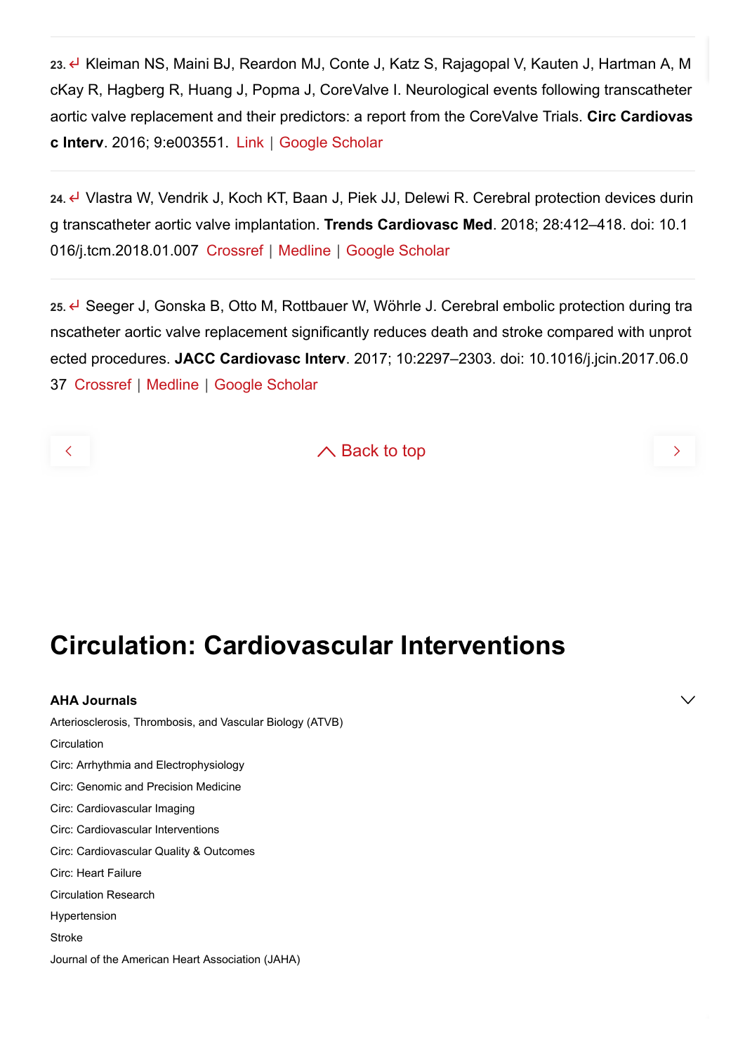23. ↵ Kleiman NS, Maini BJ, Reardon MJ, Conte J, Katz S, Rajagopal V, Kauten J, Hartman A, McKay R, Hagberg R, Huang J, Popma J, CoreValve I. Neurological events following transcatheter aortic valve replacement and their predictors: a report from the CoreValve Trials. **Circ Cardiovasc Interv**. 2016; 9:e003551. Link | Google Scholar

24. ↵ Vlastra W, Vendrik J, Koch KT, Baan J, Piek JJ, Delewi R. Cerebral protection devices during transcatheter aortic valve implantation. **Trends Cardiovasc Med**. 2018; 28:412–418. doi: 10.1016/j.tcm.2018.01.007 Crossref | Medline | Google Scholar

25. ↵ Seeger J, Gonska B, Otto M, Rottbauer W, Wöhrle J. Cerebral embolic protection during transcatheter aortic valve replacement significantly reduces death and stroke compared with unprotected procedures. **JACC Cardiovasc Interv**. 2017; 10:2297–2303. doi: 10.1016/j.jcin.2017.06.037 Crossref | Medline | Google Scholar

Back to top

# Circulation: Cardiovascular Interventions

**AHA Journals**

- Arteriosclerosis, Thrombosis, and Vascular Biology (ATVB)
- Circulation
- Circ: Arrhythmia and Electrophysiology
- Circ: Genomic and Precision Medicine
- Circ: Cardiovascular Imaging
- Circ: Cardiovascular Interventions
- Circ: Cardiovascular Quality & Outcomes
- Circ: Heart Failure
- Circulation Research
- Hypertension
- Stroke
- Journal of the American Heart Association (JAHA)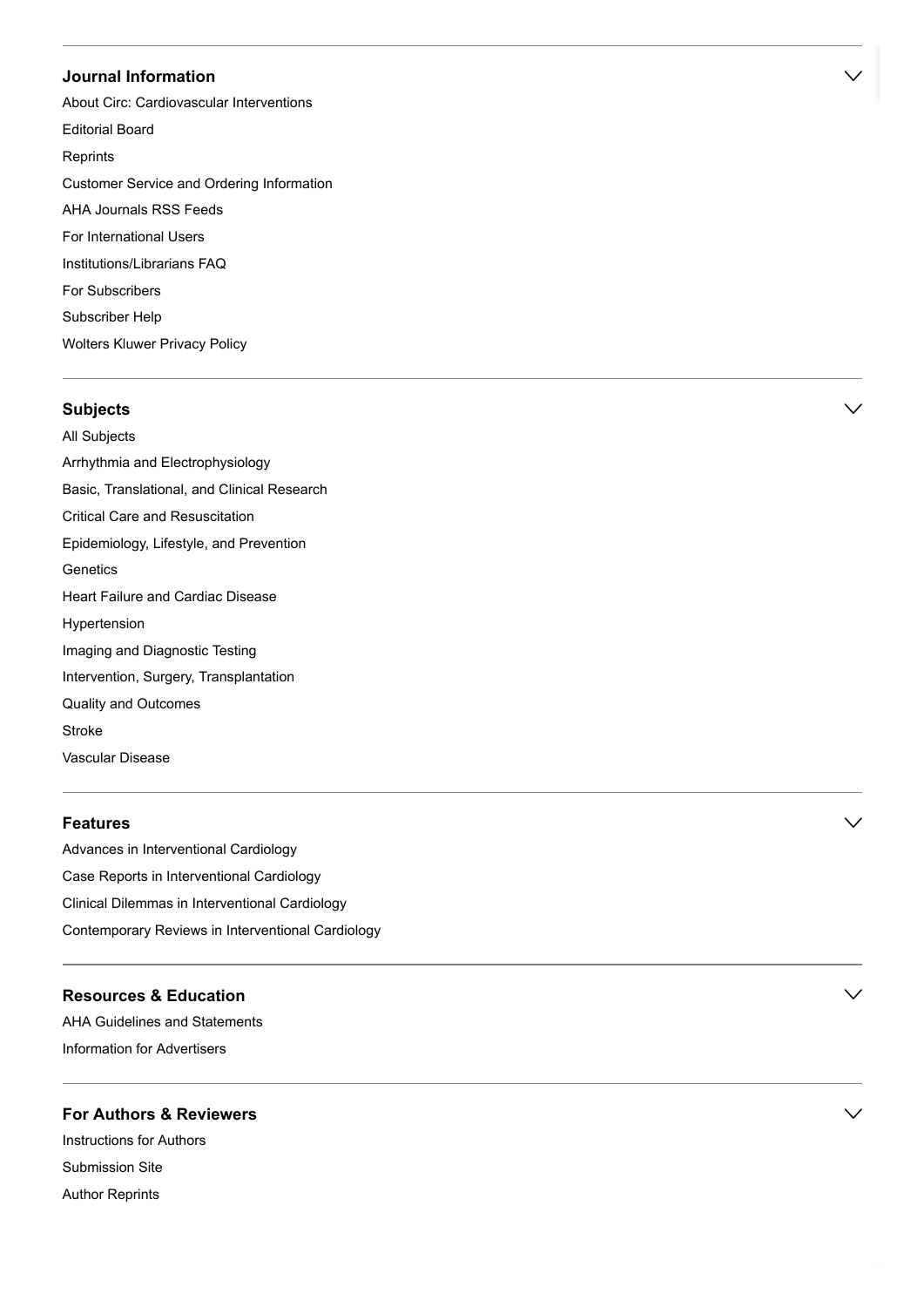## Journal Information

About Circ: Cardiovascular Interventions

Editorial Board

Reprints

Customer Service and Ordering Information

AHA Journals RSS Feeds

For International Users

Institutions/Librarians FAQ

For Subscribers

Subscriber Help

Wolters Kluwer Privacy Policy

## Subjects

All Subjects

Arrhythmia and Electrophysiology

Basic, Translational, and Clinical Research

Critical Care and Resuscitation

Epidemiology, Lifestyle, and Prevention

Genetics

Heart Failure and Cardiac Disease

Hypertension

Imaging and Diagnostic Testing

Intervention, Surgery, Transplantation

Quality and Outcomes

Stroke

Vascular Disease

## Features

Advances in Interventional Cardiology

Case Reports in Interventional Cardiology

Clinical Dilemmas in Interventional Cardiology

Contemporary Reviews in Interventional Cardiology

## Resources & Education

AHA Guidelines and Statements

Information for Advertisers

## For Authors & Reviewers

Instructions for Authors

Submission Site

Author Reprints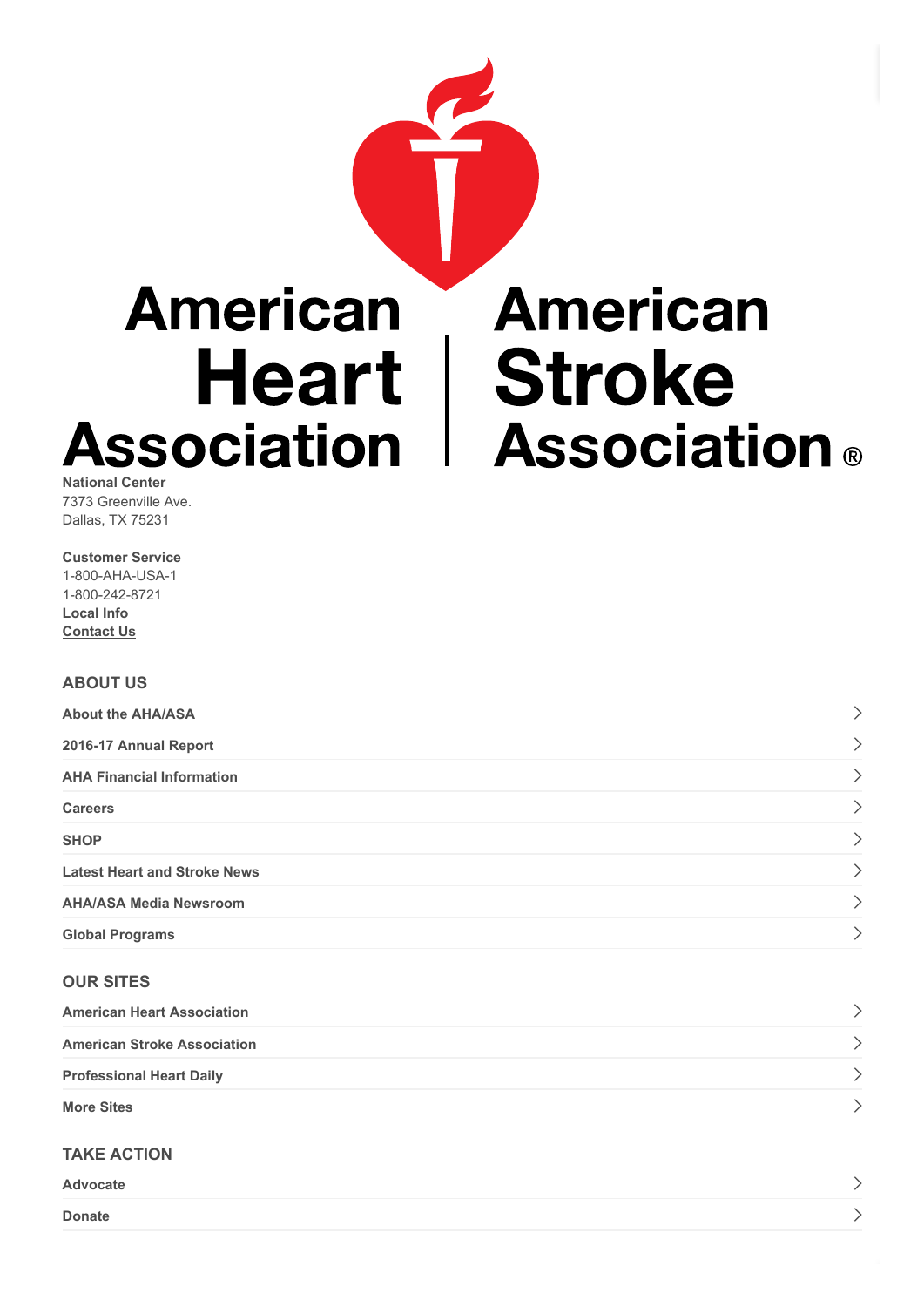American Heart Association | American Stroke Association®

**National Center**
7373 Greenville Ave.
Dallas, TX 75231

**Customer Service**
1-800-AHA-USA-1
1-800-242-8721
Local Info
Contact Us

## ABOUT US

- About the AHA/ASA
- 2016-17 Annual Report
- AHA Financial Information
- Careers
- SHOP
- Latest Heart and Stroke News
- AHA/ASA Media Newsroom
- Global Programs

## OUR SITES

- American Heart Association
- American Stroke Association
- Professional Heart Daily
- More Sites

## TAKE ACTION

- Advocate
- Donate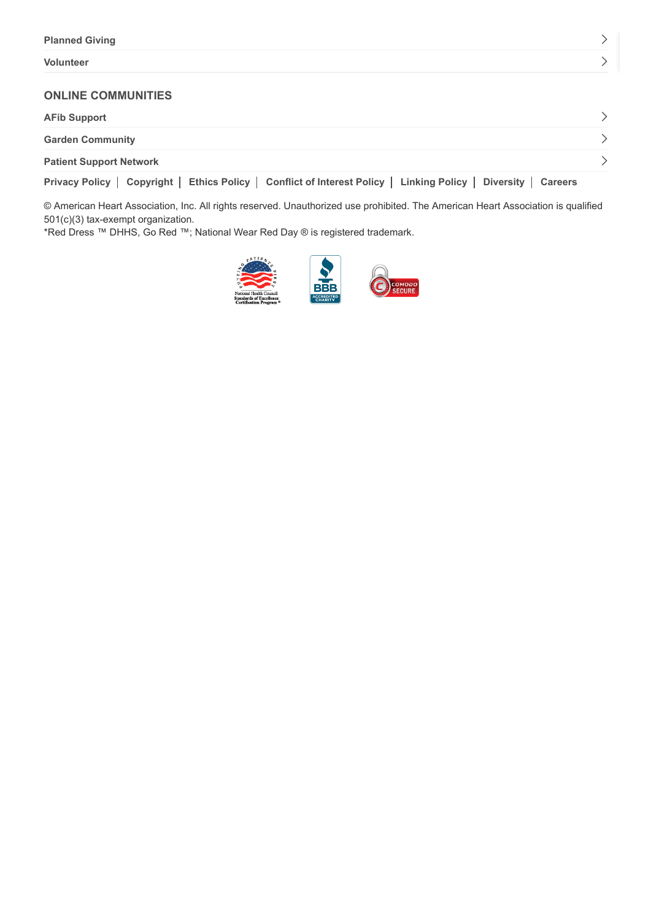Planned Giving

Volunteer

## ONLINE COMMUNITIES

AFib Support

Garden Community

Patient Support Network

Privacy Policy | Copyright | Ethics Policy | Conflict of Interest Policy | Linking Policy | Diversity | Careers

© American Heart Association, Inc. All rights reserved. Unauthorized use prohibited. The American Heart Association is qualified 501(c)(3) tax-exempt organization.
*Red Dress ™ DHHS, Go Red ™; National Wear Red Day ® is registered trademark.